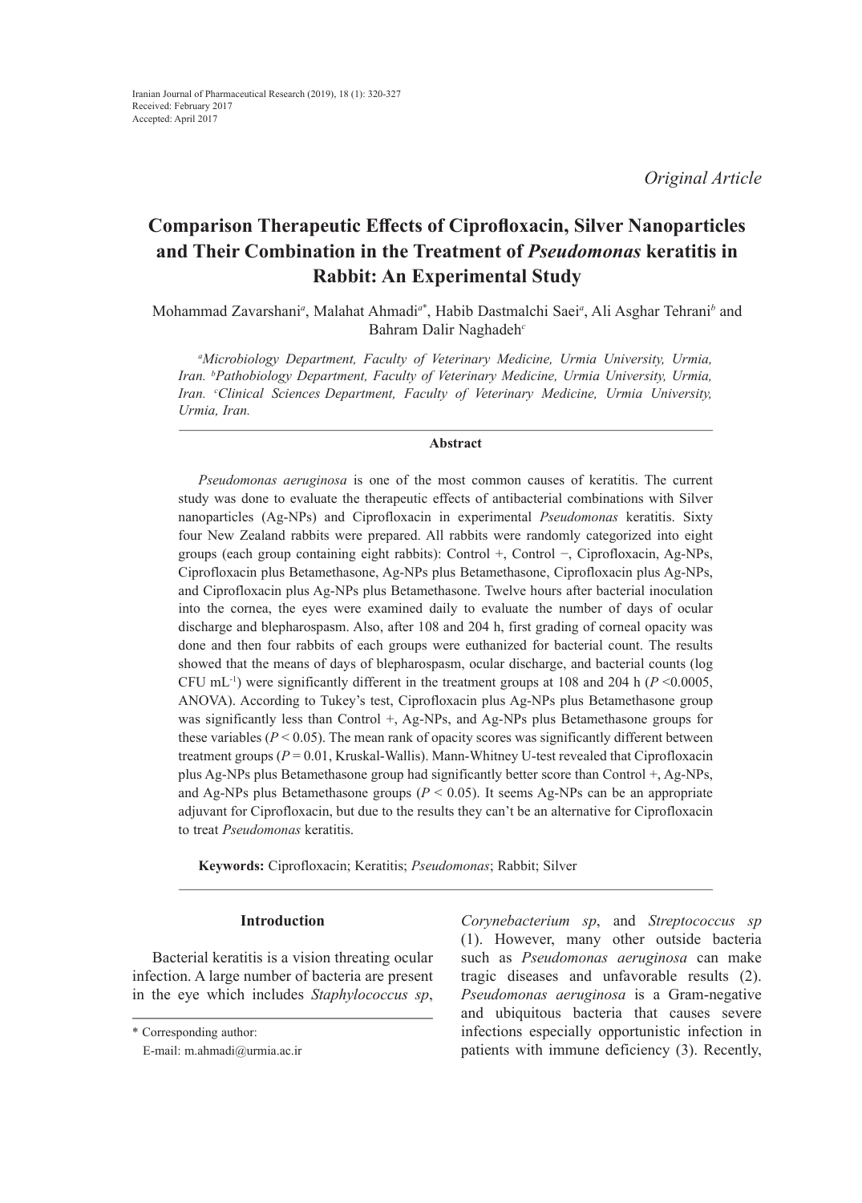Iranian Journal of Pharmaceutical Research (2019), 18 (1): 320-327
Received: February 2017
Accepted: April 2017

*Original Article*

# Comparison Therapeutic Effects of Ciprofloxacin, Silver Nanoparticles and Their Combination in the Treatment of *Pseudomonas* keratitis in Rabbit: An Experimental Study

Mohammad Zavarshani[a], Malahat Ahmadi[a*], Habib Dastmalchi Saei[a], Ali Asghar Tehrani[b] and Bahram Dalir Naghadeh[c]

*[a]Microbiology Department, Faculty of Veterinary Medicine, Urmia University, Urmia, Iran. [b]Pathobiology Department, Faculty of Veterinary Medicine, Urmia University, Urmia, Iran. [c]Clinical Sciences Department, Faculty of Veterinary Medicine, Urmia University, Urmia, Iran.*

## Abstract

*Pseudomonas aeruginosa* is one of the most common causes of keratitis. The current study was done to evaluate the therapeutic effects of antibacterial combinations with Silver nanoparticles (Ag-NPs) and Ciprofloxacin in experimental *Pseudomonas* keratitis. Sixty four New Zealand rabbits were prepared. All rabbits were randomly categorized into eight groups (each group containing eight rabbits): Control +, Control −, Ciprofloxacin, Ag-NPs, Ciprofloxacin plus Betamethasone, Ag-NPs plus Betamethasone, Ciprofloxacin plus Ag-NPs, and Ciprofloxacin plus Ag-NPs plus Betamethasone. Twelve hours after bacterial inoculation into the cornea, the eyes were examined daily to evaluate the number of days of ocular discharge and blepharospasm. Also, after 108 and 204 h, first grading of corneal opacity was done and then four rabbits of each groups were euthanized for bacterial count. The results showed that the means of days of blepharospasm, ocular discharge, and bacterial counts (log CFU $mL^{-1}$) were significantly different in the treatment groups at 108 and 204 h ($P < 0.0005$, ANOVA). According to Tukey's test, Ciprofloxacin plus Ag-NPs plus Betamethasone group was significantly less than Control +, Ag-NPs, and Ag-NPs plus Betamethasone groups for these variables ($P < 0.05$). The mean rank of opacity scores was significantly different between treatment groups ($P = 0.01$, Kruskal-Wallis). Mann-Whitney U-test revealed that Ciprofloxacin plus Ag-NPs plus Betamethasone group had significantly better score than Control +, Ag-NPs, and Ag-NPs plus Betamethasone groups ($P < 0.05$). It seems Ag-NPs can be an appropriate adjuvant for Ciprofloxacin, but due to the results they can't be an alternative for Ciprofloxacin to treat *Pseudomonas* keratitis.

**Keywords:** Ciprofloxacin; Keratitis; *Pseudomonas*; Rabbit; Silver

## Introduction

Bacterial keratitis is a vision threating ocular infection. A large number of bacteria are present in the eye which includes *Staphylococcus sp*, *Corynebacterium sp*, and *Streptococcus sp* (1). However, many other outside bacteria such as *Pseudomonas aeruginosa* can make tragic diseases and unfavorable results (2). *Pseudomonas aeruginosa* is a Gram-negative and ubiquitous bacteria that causes severe infections especially opportunistic infection in patients with immune deficiency (3). Recently,

\* Corresponding author:
E-mail: m.ahmadi@urmia.ac.ir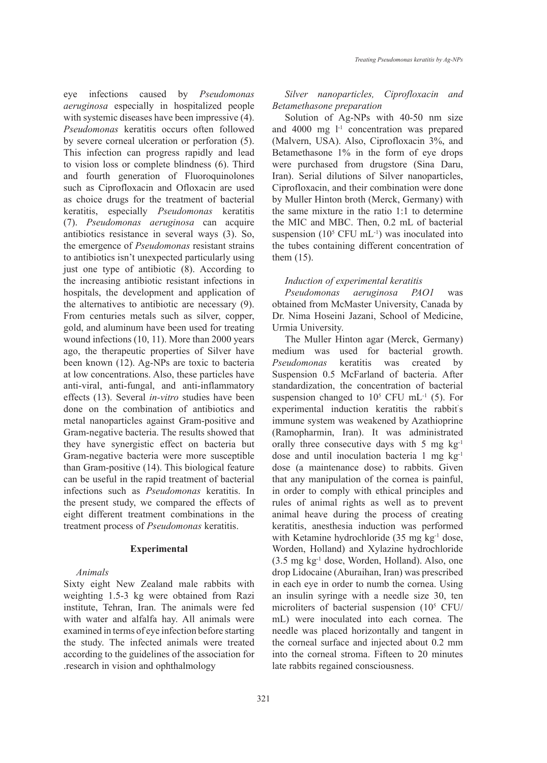eye infections caused by *Pseudomonas aeruginosa* especially in hospitalized people with systemic diseases have been impressive (4). *Pseudomonas* keratitis occurs often followed by severe corneal ulceration or perforation (5). This infection can progress rapidly and lead to vision loss or complete blindness (6). Third and fourth generation of Fluoroquinolones such as Ciprofloxacin and Ofloxacin are used as choice drugs for the treatment of bacterial keratitis, especially *Pseudomonas* keratitis (7). *Pseudomonas aeruginosa* can acquire antibiotics resistance in several ways (3). So, the emergence of *Pseudomonas* resistant strains to antibiotics isn't unexpected particularly using just one type of antibiotic (8). According to the increasing antibiotic resistant infections in hospitals, the development and application of the alternatives to antibiotic are necessary (9). From centuries metals such as silver, copper, gold, and aluminum have been used for treating wound infections (10, 11). More than 2000 years ago, the therapeutic properties of Silver have been known (12). Ag-NPs are toxic to bacteria at low concentrations. Also, these particles have anti-viral, anti-fungal, and anti-inflammatory effects (13). Several *in-vitro* studies have been done on the combination of antibiotics and metal nanoparticles against Gram-positive and Gram-negative bacteria. The results showed that they have synergistic effect on bacteria but Gram-negative bacteria were more susceptible than Gram-positive (14). This biological feature can be useful in the rapid treatment of bacterial infections such as *Pseudomonas* keratitis. In the present study, we compared the effects of eight different treatment combinations in the treatment process of *Pseudomonas* keratitis.

## Experimental

### *Animals*

Sixty eight New Zealand male rabbits with weighting 1.5-3 kg were obtained from Razi institute, Tehran, Iran. The animals were fed with water and alfalfa hay. All animals were examined in terms of eye infection before starting the study. The infected animals were treated according to the guidelines of the association for research in vision and ophthalmology.

### *Silver nanoparticles, Ciprofloxacin and Betamethasone preparation*

Solution of Ag-NPs with 40-50 nm size and 4000 mg $l^{-1}$ concentration was prepared (Malvern, USA). Also, Ciprofloxacin 3%, and Betamethasone 1% in the form of eye drops were purchased from drugstore (Sina Daru, Iran). Serial dilutions of Silver nanoparticles, Ciprofloxacin, and their combination were done by Muller Hinton broth (Merck, Germany) with the same mixture in the ratio 1:1 to determine the MIC and MBC. Then, 0.2 mL of bacterial suspension ($10^5$ CFU $mL^{-1}$) was inoculated into the tubes containing different concentration of them (15).

### *Induction of experimental keratitis*

*Pseudomonas aeruginosa PAO1* was obtained from McMaster University, Canada by Dr. Nima Hoseini Jazani, School of Medicine, Urmia University.

The Muller Hinton agar (Merck, Germany) medium was used for bacterial growth. *Pseudomonas* keratitis was created by Suspension 0.5 McFarland of bacteria. After standardization, the concentration of bacterial suspension changed to $10^5$ CFU $mL^{-1}$ (5). For experimental induction keratitis the rabbit's immune system was weakened by Azathioprine (Ramopharmin, Iran). It was administrated orally three consecutive days with 5 mg $kg^{-1}$ dose and until inoculation bacteria 1 mg $kg^{-1}$ dose (a maintenance dose) to rabbits. Given that any manipulation of the cornea is painful, in order to comply with ethical principles and rules of animal rights as well as to prevent animal heave during the process of creating keratitis, anesthesia induction was performed with Ketamine hydrochloride (35 mg $kg^{-1}$ dose, Worden, Holland) and Xylazine hydrochloride (3.5 mg $kg^{-1}$ dose, Worden, Holland). Also, one drop Lidocaine (Aburaihan, Iran) was prescribed in each eye in order to numb the cornea. Using an insulin syringe with a needle size 30, ten microliters of bacterial suspension ($10^5$ CFU/mL) were inoculated into each cornea. The needle was placed horizontally and tangent in the corneal surface and injected about 0.2 mm into the corneal stroma. Fifteen to 20 minutes late rabbits regained consciousness.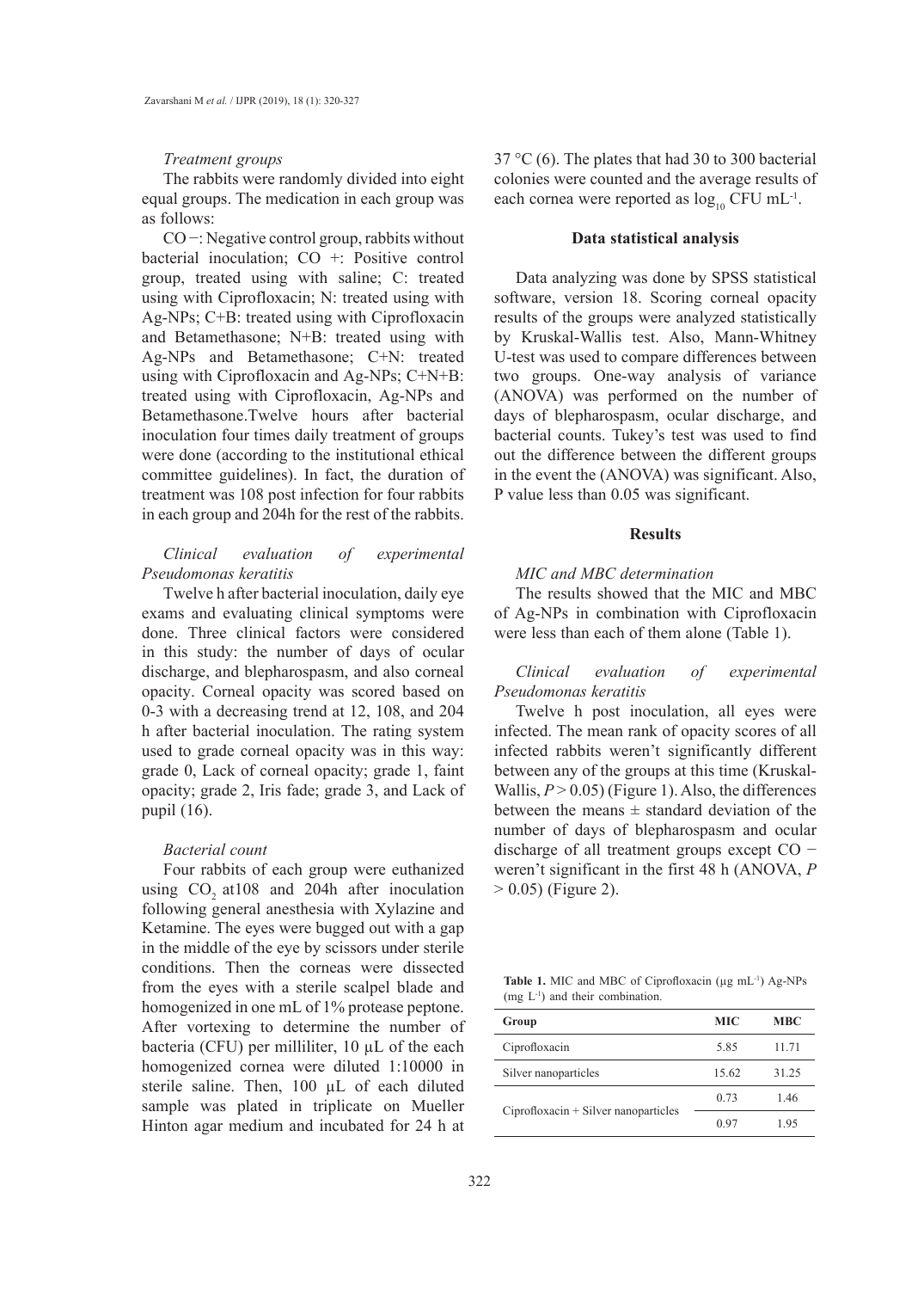*Treatment groups*

The rabbits were randomly divided into eight equal groups. The medication in each group was as follows:

CO −: Negative control group, rabbits without bacterial inoculation; CO +: Positive control group, treated using with saline; C: treated using with Ciprofloxacin; N: treated using with Ag-NPs; C+B: treated using with Ciprofloxacin and Betamethasone; N+B: treated using with Ag-NPs and Betamethasone; C+N: treated using with Ciprofloxacin and Ag-NPs; C+N+B: treated using with Ciprofloxacin, Ag-NPs and Betamethasone.Twelve hours after bacterial inoculation four times daily treatment of groups were done (according to the institutional ethical committee guidelines). In fact, the duration of treatment was 108 post infection for four rabbits in each group and 204h for the rest of the rabbits.

*Clinical evaluation of experimental Pseudomonas keratitis*

Twelve h after bacterial inoculation, daily eye exams and evaluating clinical symptoms were done. Three clinical factors were considered in this study: the number of days of ocular discharge, and blepharospasm, and also corneal opacity. Corneal opacity was scored based on 0-3 with a decreasing trend at 12, 108, and 204 h after bacterial inoculation. The rating system used to grade corneal opacity was in this way: grade 0, Lack of corneal opacity; grade 1, faint opacity; grade 2, Iris fade; grade 3, and Lack of pupil (16).

*Bacterial count*

Four rabbits of each group were euthanized using $CO_2$ at108 and 204h after inoculation following general anesthesia with Xylazine and Ketamine. The eyes were bugged out with a gap in the middle of the eye by scissors under sterile conditions. Then the corneas were dissected from the eyes with a sterile scalpel blade and homogenized in one mL of 1% protease peptone. After vortexing to determine the number of bacteria (CFU) per milliliter, 10 µL of the each homogenized cornea were diluted 1:10000 in sterile saline. Then, 100 µL of each diluted sample was plated in triplicate on Mueller Hinton agar medium and incubated for 24 h at 37 °C (6). The plates that had 30 to 300 bacterial colonies were counted and the average results of each cornea were reported as $\log_{10}$ CFU $mL^{-1}$.

## Data statistical analysis

Data analyzing was done by SPSS statistical software, version 18. Scoring corneal opacity results of the groups were analyzed statistically by Kruskal-Wallis test. Also, Mann-Whitney U-test was used to compare differences between two groups. One-way analysis of variance (ANOVA) was performed on the number of days of blepharospasm, ocular discharge, and bacterial counts. Tukey's test was used to find out the difference between the different groups in the event the (ANOVA) was significant. Also, P value less than 0.05 was significant.

## Results

*MIC and MBC determination*

The results showed that the MIC and MBC of Ag-NPs in combination with Ciprofloxacin were less than each of them alone (Table 1).

*Clinical evaluation of experimental Pseudomonas keratitis*

Twelve h post inoculation, all eyes were infected. The mean rank of opacity scores of all infected rabbits weren't significantly different between any of the groups at this time (Kruskal-Wallis, $P > 0.05$) (Figure 1). Also, the differences between the means ± standard deviation of the number of days of blepharospasm and ocular discharge of all treatment groups except CO − weren't significant in the first 48 h (ANOVA, $P > 0.05$) (Figure 2).

**Table 1.** MIC and MBC of Ciprofloxacin (µg $mL^{-1}$) Ag-NPs (mg $L^{-1}$) and their combination.

| Group | MIC | MBC |
|---|---|---|
| Ciprofloxacin | 5.85 | 11.71 |
| Silver nanoparticles | 15.62 | 31.25 |
| Ciprofloxacin + Silver nanoparticles | 0.73 | 1.46 |
| | 0.97 | 1.95 |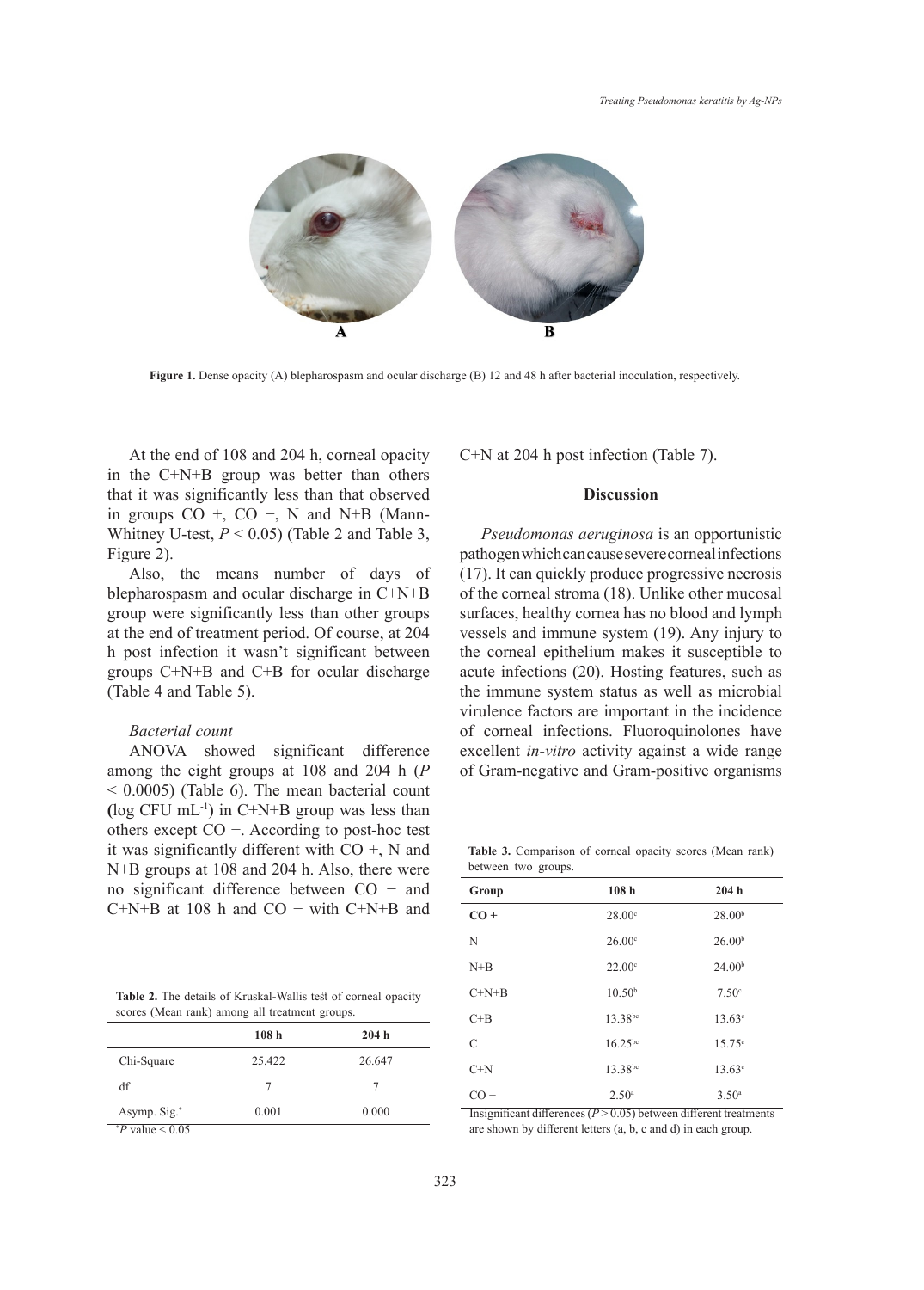Figure 1. Dense opacity (A) blepharospasm and ocular discharge (B) 12 and 48 h after bacterial inoculation, respectively.

At the end of 108 and 204 h, corneal opacity in the C+N+B group was better than others that it was significantly less than that observed in groups CO +, CO −, N and N+B (Mann-Whitney U-test, $P < 0.05$) (Table 2 and Table 3, Figure 2).

Also, the means number of days of blepharospasm and ocular discharge in C+N+B group were significantly less than other groups at the end of treatment period. Of course, at 204 h post infection it wasn't significant between groups C+N+B and C+B for ocular discharge (Table 4 and Table 5).

*Bacterial count*

ANOVA showed significant difference among the eight groups at 108 and 204 h ($P < 0.0005$) (Table 6). The mean bacterial count (log CFU $mL^{-1}$) in C+N+B group was less than others except CO −. According to post-hoc test it was significantly different with CO +, N and N+B groups at 108 and 204 h. Also, there were no significant difference between CO − and C+N+B at 108 h and CO − with C+N+B and C+N at 204 h post infection (Table 7).

**Table 2.** The details of Kruskal-Wallis test of corneal opacity scores (Mean rank) among all treatment groups.

| | 108 h | 204 h |
|---|---|---|
| Chi-Square | 25.422 | 26.647 |
| df | 7 | 7 |
| Asymp. Sig.* | 0.001 | 0.000 |

*$P$ value < 0.05

## Discussion

*Pseudomonas aeruginosa* is an opportunistic pathogen which can cause severe corneal infections (17). It can quickly produce progressive necrosis of the corneal stroma (18). Unlike other mucosal surfaces, healthy cornea has no blood and lymph vessels and immune system (19). Any injury to the corneal epithelium makes it susceptible to acute infections (20). Hosting features, such as the immune system status as well as microbial virulence factors are important in the incidence of corneal infections. Fluoroquinolones have excellent *in-vitro* activity against a wide range of Gram-negative and Gram-positive organisms

**Table 3.** Comparison of corneal opacity scores (Mean rank) between two groups.

| Group | 108 h | 204 h |
|---|---|---|
| **CO +** | 28.00[c] | 28.00[b] |
| N | 26.00[c] | 26.00[b] |
| N+B | 22.00[c] | 24.00[b] |
| C+N+B | 10.50[b] | 7.50[c] |
| C+B | 13.38[bc] | 13.63[c] |
| C | 16.25[bc] | 15.75[c] |
| C+N | 13.38[bc] | 13.63[c] |
| CO − | 2.50[a] | 3.50[a] |

Insignificant differences ($P > 0.05$) between different treatments are shown by different letters (a, b, c and d) in each group.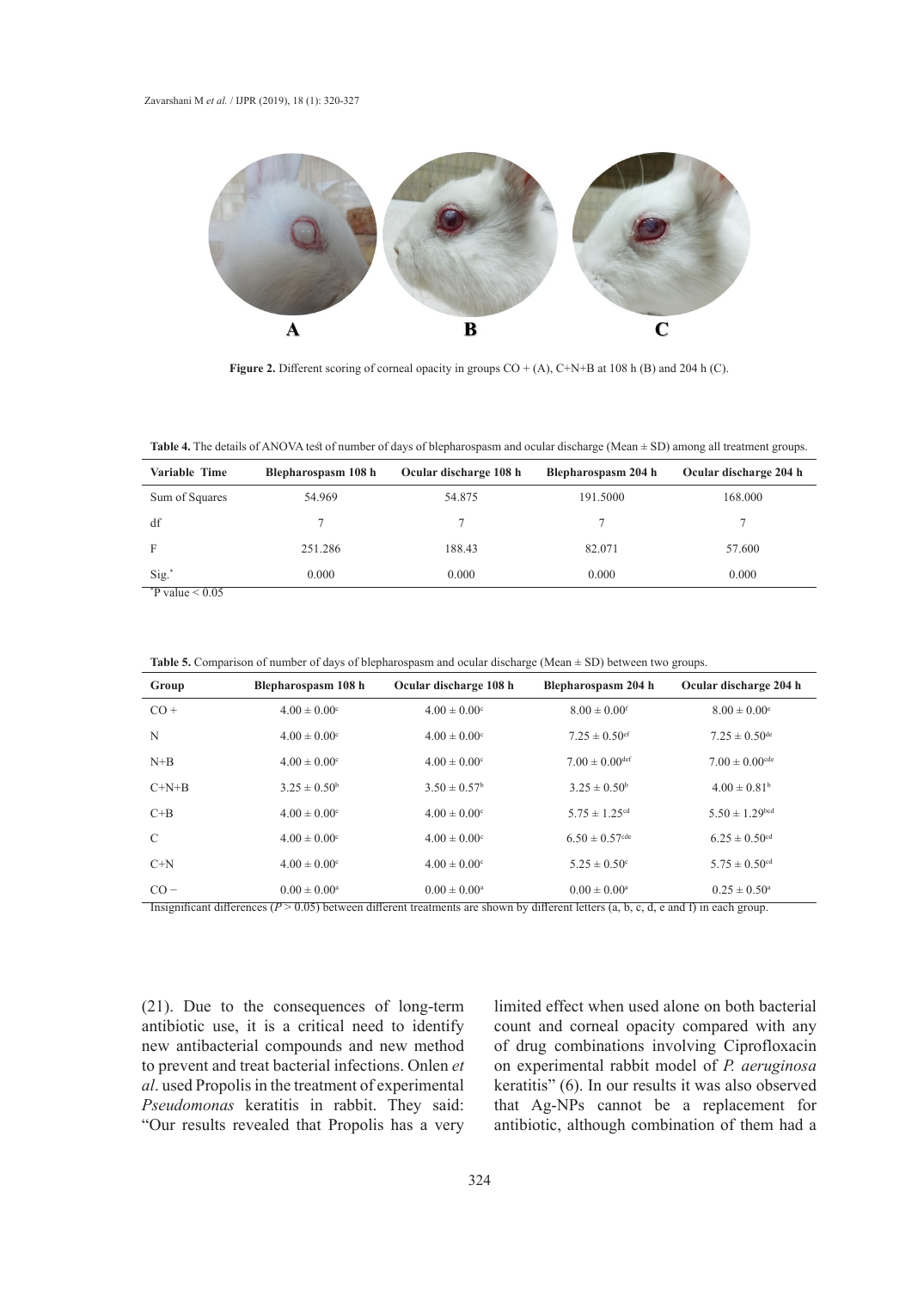**Figure 2.** Different scoring of corneal opacity in groups CO + (A), C+N+B at 108 h (B) and 204 h (C).

**Table 4.** The details of ANOVA test of number of days of blepharospasm and ocular discharge (Mean ± SD) among all treatment groups.

| Variable Time | Blepharospasm 108 h | Ocular discharge 108 h | Blepharospasm 204 h | Ocular discharge 204 h |
|---|---|---|---|---|
| Sum of Squares | 54.969 | 54.875 | 191.5000 | 168.000 |
| df | 7 | 7 | 7 | 7 |
| F | 251.286 | 188.43 | 82.071 | 57.600 |
| Sig.* | 0.000 | 0.000 | 0.000 | 0.000 |

*P value < 0.05

**Table 5.** Comparison of number of days of blepharospasm and ocular discharge (Mean ± SD) between two groups.

| Group | Blepharospasm 108 h | Ocular discharge 108 h | Blepharospasm 204 h | Ocular discharge 204 h |
|---|---|---|---|---|
| CO + | $4.00 \pm 0.00^{c}$ | $4.00 \pm 0.00^{c}$ | $8.00 \pm 0.00^{f}$ | $8.00 \pm 0.00^{e}$ |
| N | $4.00 \pm 0.00^{c}$ | $4.00 \pm 0.00^{c}$ | $7.25 \pm 0.50^{ef}$ | $7.25 \pm 0.50^{de}$ |
| N+B | $4.00 \pm 0.00^{c}$ | $4.00 \pm 0.00^{c}$ | $7.00 \pm 0.00^{def}$ | $7.00 \pm 0.00^{cde}$ |
| C+N+B | $3.25 \pm 0.50^{b}$ | $3.50 \pm 0.57^{b}$ | $3.25 \pm 0.50^{b}$ | $4.00 \pm 0.81^{b}$ |
| C+B | $4.00 \pm 0.00^{c}$ | $4.00 \pm 0.00^{c}$ | $5.75 \pm 1.25^{cd}$ | $5.50 \pm 1.29^{bcd}$ |
| C | $4.00 \pm 0.00^{c}$ | $4.00 \pm 0.00^{c}$ | $6.50 \pm 0.57^{cde}$ | $6.25 \pm 0.50^{cd}$ |
| C+N | $4.00 \pm 0.00^{c}$ | $4.00 \pm 0.00^{c}$ | $5.25 \pm 0.50^{c}$ | $5.75 \pm 0.50^{cd}$ |
| CO − | $0.00 \pm 0.00^{a}$ | $0.00 \pm 0.00^{a}$ | $0.00 \pm 0.00^{a}$ | $0.25 \pm 0.50^{a}$ |

Insignificant differences ($P > 0.05$) between different treatments are shown by different letters (a, b, c, d, e and f) in each group.

(21). Due to the consequences of long-term antibiotic use, it is a critical need to identify new antibacterial compounds and new method to prevent and treat bacterial infections. Onlen *et al*. used Propolis in the treatment of experimental *Pseudomonas* keratitis in rabbit. They said: "Our results revealed that Propolis has a very limited effect when used alone on both bacterial count and corneal opacity compared with any of drug combinations involving Ciprofloxacin on experimental rabbit model of *P. aeruginosa* keratitis" (6). In our results it was also observed that Ag-NPs cannot be a replacement for antibiotic, although combination of them had a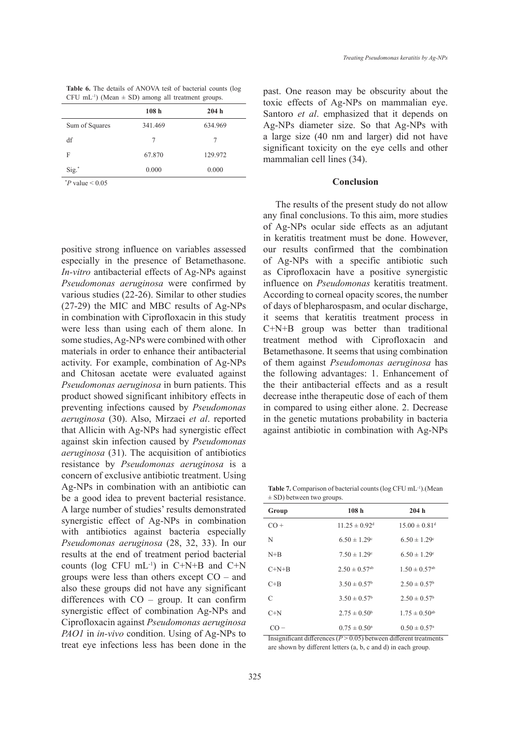**Table 6.** The details of ANOVA test of bacterial counts (log CFU $mL^{-1}$) (Mean ± SD) among all treatment groups.

| | 108 h | 204 h |
|---|---|---|
| Sum of Squares | 341.469 | 634.969 |
| df | 7 | 7 |
| F | 67.870 | 129.972 |
| Sig.* | 0.000 | 0.000 |

*$P$ value < 0.05

positive strong influence on variables assessed especially in the presence of Betamethasone. *In-vitro* antibacterial effects of Ag-NPs against *Pseudomonas aeruginosa* were confirmed by various studies (22-26). Similar to other studies (27-29) the MIC and MBC results of Ag-NPs in combination with Ciprofloxacin in this study were less than using each of them alone. In some studies, Ag-NPs were combined with other materials in order to enhance their antibacterial activity. For example, combination of Ag-NPs and Chitosan acetate were evaluated against *Pseudomonas aeruginosa* in burn patients. This product showed significant inhibitory effects in preventing infections caused by *Pseudomonas aeruginosa* (30). Also, Mirzaei *et al*. reported that Allicin with Ag-NPs had synergistic effect against skin infection caused by *Pseudomonas aeruginosa* (31). The acquisition of antibiotics resistance by *Pseudomonas aeruginosa* is a concern of exclusive antibiotic treatment. Using Ag-NPs in combination with an antibiotic can be a good idea to prevent bacterial resistance. A large number of studies' results demonstrated synergistic effect of Ag-NPs in combination with antibiotics against bacteria especially *Pseudomonas aeruginosa* (28, 32, 33). In our results at the end of treatment period bacterial counts (log CFU $mL^{-1}$) in C+N+B and C+N groups were less than others except CO – and also these groups did not have any significant differences with CO – group. It can confirm synergistic effect of combination Ag-NPs and Ciprofloxacin against *Pseudomonas aeruginosa PAO1* in *in-vivo* condition. Using of Ag-NPs to treat eye infections less has been done in the past. One reason may be obscurity about the toxic effects of Ag-NPs on mammalian eye. Santoro *et al*. emphasized that it depends on Ag-NPs diameter size. So that Ag-NPs with a large size (40 nm and larger) did not have significant toxicity on the eye cells and other mammalian cell lines (34).

## Conclusion

The results of the present study do not allow any final conclusions. To this aim, more studies of Ag-NPs ocular side effects as an adjutant in keratitis treatment must be done. However, our results confirmed that the combination of Ag-NPs with a specific antibiotic such as Ciprofloxacin have a positive synergistic influence on *Pseudomonas* keratitis treatment. According to corneal opacity scores, the number of days of blepharospasm, and ocular discharge, it seems that keratitis treatment process in C+N+B group was better than traditional treatment method with Ciprofloxacin and Betamethasone. It seems that using combination of them against *Pseudomonas aeruginosa* has the following advantages: 1. Enhancement of the their antibacterial effects and as a result decrease inthe therapeutic dose of each of them in compared to using either alone. 2. Decrease in the genetic mutations probability in bacteria against antibiotic in combination with Ag-NPs

**Table 7.** Comparison of bacterial counts (log CFU $mL^{-1}$).(Mean ± SD) between two groups.

| Group | 108 h | 204 h |
|---|---|---|
| CO + | 11.25 ± 0.92[d] | 15.00 ± 0.81[d] |
| N | 6.50 ± 1.29[c] | 6.50 ± 1.29[c] |
| N+B | 7.50 ± 1.29[c] | 6.50 ± 1.29[c] |
| C+N+B | 2.50 ± 0.57[ab] | 1.50 ± 0.57[ab] |
| C+B | 3.50 ± 0.57[b] | 2.50 ± 0.57[b] |
| C | 3.50 ± 0.57[b] | 2.50 ± 0.57[b] |
| C+N | 2.75 ± 0.50[b] | 1.75 ± 0.50[ab] |
| CO − | 0.75 ± 0.50[a] | 0.50 ± 0.57[a] |

Insignificant differences ($P > 0.05$) between different treatments are shown by different letters (a, b, c and d) in each group.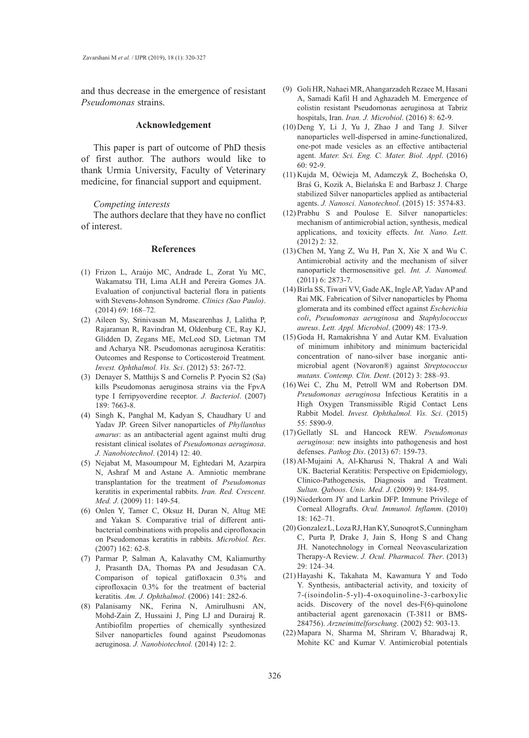and thus decrease in the emergence of resistant *Pseudomonas* strains.

## Acknowledgement

This paper is part of outcome of PhD thesis of first author. The authors would like to thank Urmia University, Faculty of Veterinary medicine, for financial support and equipment.

*Competing interests*

The authors declare that they have no conflict of interest.

## References

(1) Frizon L, Araújo MC, Andrade L, Zorat Yu MC, Wakamatsu TH, Lima ALH and Pereira Gomes JA. Evaluation of conjunctival bacterial flora in patients with Stevens-Johnson Syndrome. *Clinics (Sao Paulo)*. (2014) 69: 168–72.

(2) Aileen Sy, Srinivasan M, Mascarenhas J, Lalitha P, Rajaraman R, Ravindran M, Oldenburg CE, Ray KJ, Glidden D, Zegans ME, McLeod SD, Lietman TM and Acharya NR. Pseudomonas aeruginosa Keratitis: Outcomes and Response to Corticosteroid Treatment. *Invest. Ophthalmol. Vis. Sci*. (2012) 53: 267-72.

(3) Denayer S, Matthijs S and Cornelis P. Pyocin S2 (Sa) kills Pseudomonas aeruginosa strains via the FpvA type I ferripyoverdine receptor. *J. Bacteriol*. (2007) 189: 7663-8.

(4) Singh K, Panghal M, Kadyan S, Chaudhary U and Yadav JP. Green Silver nanoparticles of *Phyllanthus amarus*: as an antibacterial agent against multi drug resistant clinical isolates of *Pseudomonas aeruginosa*. *J. Nanobiotechnol*. (2014) 12: 40.

(5) Nejabat M, Masoumpour M, Eghtedari M, Azarpira N, Ashraf M and Astane A. Amniotic membrane transplantation for the treatment of *Pseudomonas* keratitis in experimental rabbits. *Iran. Red. Crescent. Med. J*. (2009) 11: 149-54.

(6) Onlen Y, Tamer C, Oksuz H, Duran N, Altug ME and Yakan S. Comparative trial of different anti-bacterial combinations with propolis and ciprofloxacin on Pseudomonas keratitis in rabbits. *Microbiol. Res*. (2007) 162: 62-8.

(7) Parmar P, Salman A, Kalavathy CM, Kaliamurthy J, Prasanth DA, Thomas PA and Jesudasan CA. Comparison of topical gatifloxacin 0.3% and ciprofloxacin 0.3% for the treatment of bacterial keratitis. *Am. J. Ophthalmol*. (2006) 141: 282-6.

(8) Palanisamy NK, Ferina N, Amirulhusni AN, Mohd-Zain Z, Hussaini J, Ping LJ and Durairaj R. Antibiofilm properties of chemically synthesized Silver nanoparticles found against Pseudomonas aeruginosa. *J. Nanobiotechnol.* (2014) 12: 2.

(9) Goli HR, Nahaei MR, Ahangarzadeh Rezaee M, Hasani A, Samadi Kafil H and Aghazadeh M. Emergence of colistin resistant Pseudomonas aeruginosa at Tabriz hospitals, Iran. *Iran. J. Microbiol*. (2016) 8: 62-9.

(10) Deng Y, Li J, Yu J, Zhao J and Tang J. Silver nanoparticles well-dispersed in amine-functionalized, one-pot made vesicles as an effective antibacterial agent. *Mater. Sci. Eng. C. Mater. Biol. Appl*. (2016) 60: 92-9.

(11) Kujda M, Oćwieja M, Adamczyk Z, Bocheńska O, Braś G, Kozik A, Bielańska E and Barbasz J. Charge stabilized Silver nanoparticles applied as antibacterial agents. *J. Nanosci. Nanotechnol*. (2015) 15: 3574-83.

(12) Prabhu S and Poulose E. Silver nanoparticles: mechanism of antimicrobial action, synthesis, medical applications, and toxicity effects. *Int. Nano. Lett.* (2012) 2: 32.

(13) Chen M, Yang Z, Wu H, Pan X, Xie X and Wu C. Antimicrobial activity and the mechanism of silver nanoparticle thermosensitive gel. *Int. J. Nanomed.* (2011) 6: 2873-7.

(14) Birla SS, Tiwari VV, Gade AK, Ingle AP, Yadav AP and Rai MK. Fabrication of Silver nanoparticles by Phoma glomerata and its combined effect against *Escherichia coli*, *Pseudomonas aeruginosa* and *Staphylococcus aureus*. *Lett. Appl. Microbiol*. (2009) 48: 173-9.

(15) Goda H, Ramakrishna Y and Autar KM. Evaluation of minimum inhibitory and minimum bactericidal concentration of nano-silver base inorganic anti-microbial agent (Novaron®) against *Streptococcus mutans. Contemp. Clin. Dent*. (2012) 3: 288–93.

(16) Wei C, Zhu M, Petroll WM and Robertson DM. *Pseudomonas aeruginosa* Infectious Keratitis in a High Oxygen Transmissible Rigid Contact Lens Rabbit Model. *Invest. Ophthalmol. Vis. Sci*. (2015) 55: 5890-9.

(17) Gellatly SL and Hancock REW. *Pseudomonas aeruginosa*: new insights into pathogenesis and host defenses. *Pathog Dis*. (2013) 67: 159-73.

(18) Al-Mujaini A, Al-Kharusi N, Thakral A and Wali UK. Bacterial Keratitis: Perspective on Epidemiology, Clinico-Pathogenesis, Diagnosis and Treatment. *Sultan. Qaboos. Univ. Med. J*. (2009) 9: 184-95.

(19) Niederkorn JY and Larkin DFP. Immune Privilege of Corneal Allografts. *Ocul. Immunol. Inflamm*. (2010) 18: 162–71.

(20) Gonzalez L, Loza RJ, Han KY, Sunoqrot S, Cunningham C, Purta P, Drake J, Jain S, Hong S and Chang JH. Nanotechnology in Corneal Neovascularization Therapy-A Review. *J. Ocul. Pharmacol. Ther*. (2013) 29: 124–34.

(21) Hayashi K, Takahata M, Kawamura Y and Todo Y. Synthesis, antibacterial activity, and toxicity of 7-(isoindolin-5-yl)-4-oxoquinoline-3-carboxylic acids. Discovery of the novel des-F(6)-quinolone antibacterial agent garenoxacin (T-3811 or BMS-284756). *Arzneimittelforschung*. (2002) 52: 903-13.

(22) Mapara N, Sharma M, Shriram V, Bharadwaj R, Mohite KC and Kumar V. Antimicrobial potentials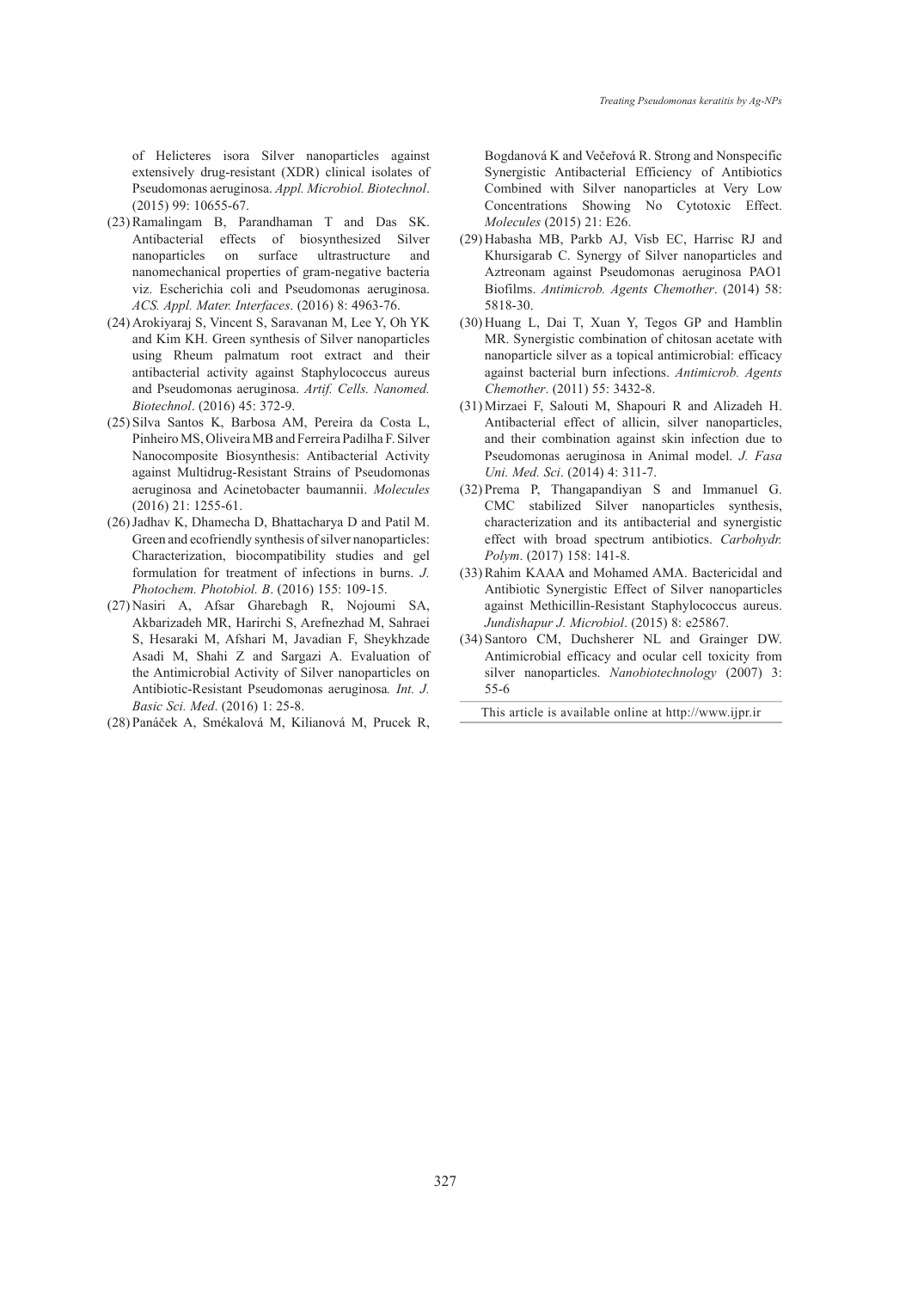of Helicteres isora Silver nanoparticles against extensively drug-resistant (XDR) clinical isolates of Pseudomonas aeruginosa. *Appl. Microbiol. Biotechnol*. (2015) 99: 10655-67.

(23) Ramalingam B, Parandhaman T and Das SK. Antibacterial effects of biosynthesized Silver nanoparticles on surface ultrastructure and nanomechanical properties of gram-negative bacteria viz. Escherichia coli and Pseudomonas aeruginosa. *ACS. Appl. Mater. Interfaces*. (2016) 8: 4963-76.

(24) Arokiyaraj S, Vincent S, Saravanan M, Lee Y, Oh YK and Kim KH. Green synthesis of Silver nanoparticles using Rheum palmatum root extract and their antibacterial activity against Staphylococcus aureus and Pseudomonas aeruginosa. *Artif. Cells. Nanomed. Biotechnol*. (2016) 45: 372-9.

(25) Silva Santos K, Barbosa AM, Pereira da Costa L, Pinheiro MS, Oliveira MB and Ferreira Padilha F. Silver Nanocomposite Biosynthesis: Antibacterial Activity against Multidrug-Resistant Strains of Pseudomonas aeruginosa and Acinetobacter baumannii. *Molecules* (2016) 21: 1255-61.

(26) Jadhav K, Dhamecha D, Bhattacharya D and Patil M. Green and ecofriendly synthesis of silver nanoparticles: Characterization, biocompatibility studies and gel formulation for treatment of infections in burns. *J. Photochem. Photobiol. B*. (2016) 155: 109-15.

(27) Nasiri A, Afsar Gharebagh R, Nojoumi SA, Akbarizadeh MR, Harirchi S, Arefnezhad M, Sahraei S, Hesaraki M, Afshari M, Javadian F, Sheykhzade Asadi M, Shahi Z and Sargazi A. Evaluation of the Antimicrobial Activity of Silver nanoparticles on Antibiotic-Resistant Pseudomonas aeruginosa. *Int. J. Basic Sci. Med*. (2016) 1: 25-8.

(28) Panáček A, Smékalová M, Kilianová M, Prucek R, Bogdanová K and Večeřová R. Strong and Nonspecific Synergistic Antibacterial Efficiency of Antibiotics Combined with Silver nanoparticles at Very Low Concentrations Showing No Cytotoxic Effect. *Molecules* (2015) 21: E26.

(29) Habasha MB, Parkb AJ, Visb EC, Harrisc RJ and Khursigarab C. Synergy of Silver nanoparticles and Aztreonam against Pseudomonas aeruginosa PAO1 Biofilms. *Antimicrob. Agents Chemother*. (2014) 58: 5818-30.

(30) Huang L, Dai T, Xuan Y, Tegos GP and Hamblin MR. Synergistic combination of chitosan acetate with nanoparticle silver as a topical antimicrobial: efficacy against bacterial burn infections. *Antimicrob. Agents Chemother*. (2011) 55: 3432-8.

(31) Mirzaei F, Salouti M, Shapouri R and Alizadeh H. Antibacterial effect of allicin, silver nanoparticles, and their combination against skin infection due to Pseudomonas aeruginosa in Animal model. *J. Fasa Uni. Med. Sci*. (2014) 4: 311-7.

(32) Prema P, Thangapandiyan S and Immanuel G. CMC stabilized Silver nanoparticles synthesis, characterization and its antibacterial and synergistic effect with broad spectrum antibiotics. *Carbohydr. Polym*. (2017) 158: 141-8.

(33) Rahim KAAA and Mohamed AMA. Bactericidal and Antibiotic Synergistic Effect of Silver nanoparticles against Methicillin-Resistant Staphylococcus aureus. *Jundishapur J. Microbiol*. (2015) 8: e25867.

(34) Santoro CM, Duchsherer NL and Grainger DW. Antimicrobial efficacy and ocular cell toxicity from silver nanoparticles. *Nanobiotechnology* (2007) 3: 55-6

This article is available online at http://www.ijpr.ir